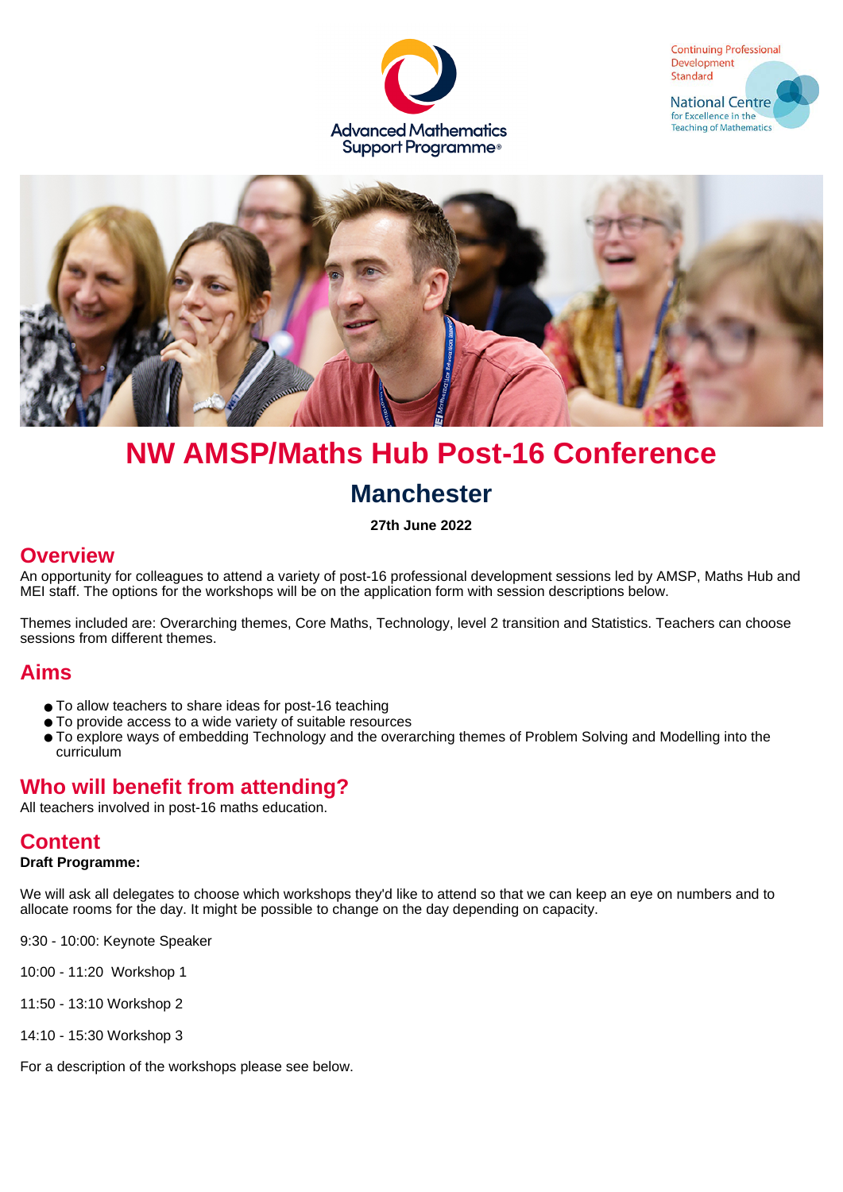# NW AMSP/Maths Hub Post-16 Conference

## Manchester

**27th June 2022**

## Overview

An opportunity for colleagues to attend a variety of post-16 professional development sessions led by AMSP, Maths Hub and MEI staff. The options for the workshops will be on the application form with session descriptions below.

Themes included are: Overarching themes, Core Maths, Technology, level 2 transition and Statistics. Teachers can choose sessions from different themes.

## Aims

- To allow teachers to share ideas for post-16 teaching
- To provide access to a wide variety of suitable resources
- To explore ways of embedding Technology and the overarching themes of Problem Solving and Modelling into the curriculum

## Who will benefit from attending?

All teachers involved in post-16 maths education.

## Content

**Draft Programme:**

We will ask all delegates to choose which workshops they'd like to attend so that we can keep an eye on numbers and to allocate rooms for the day. It might be possible to change on the day depending on capacity.

9:30 - 10:00: Keynote Speaker

10:00 - 11:20 Workshop 1

11:50 - 13:10 Workshop 2

14:10 - 15:30 Workshop 3

For a description of the workshops please see below.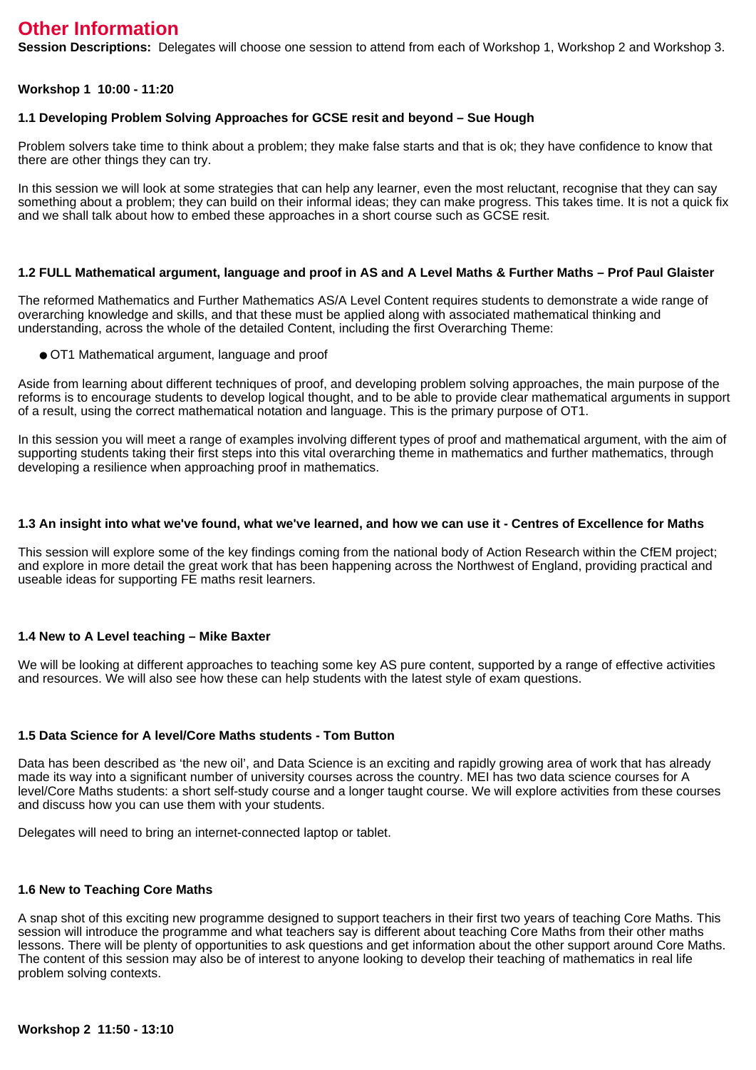# Other Information

**Session Descriptions:** Delegates will choose one session to attend from each of Workshop 1, Workshop 2 and Workshop 3.

**Workshop 1 10:00 - 11:20**

**1.1 Developing Problem Solving Approaches for GCSE resit and beyond – Sue Hough**

Problem solvers take time to think about a problem; they make false starts and that is ok; they have confidence to know that there are other things they can try.

In this session we will look at some strategies that can help any learner, even the most reluctant, recognise that they can say something about a problem; they can build on their informal ideas; they can make progress. This takes time. It is not a quick fix and we shall talk about how to embed these approaches in a short course such as GCSE resit.

**1.2 FULL Mathematical argument, language and proof in AS and A Level Maths & Further Maths – Prof Paul Glaister**

The reformed Mathematics and Further Mathematics AS/A Level Content requires students to demonstrate a wide range of overarching knowledge and skills, and that these must be applied along with associated mathematical thinking and understanding, across the whole of the detailed Content, including the first Overarching Theme:

- OT1 Mathematical argument, language and proof

Aside from learning about different techniques of proof, and developing problem solving approaches, the main purpose of the reforms is to encourage students to develop logical thought, and to be able to provide clear mathematical arguments in support of a result, using the correct mathematical notation and language. This is the primary purpose of OT1.

In this session you will meet a range of examples involving different types of proof and mathematical argument, with the aim of supporting students taking their first steps into this vital overarching theme in mathematics and further mathematics, through developing a resilience when approaching proof in mathematics.

**1.3 An insight into what we've found, what we've learned, and how we can use it - Centres of Excellence for Maths**

This session will explore some of the key findings coming from the national body of Action Research within the CfEM project; and explore in more detail the great work that has been happening across the Northwest of England, providing practical and useable ideas for supporting FE maths resit learners.

**1.4 New to A Level teaching – Mike Baxter**

We will be looking at different approaches to teaching some key AS pure content, supported by a range of effective activities and resources. We will also see how these can help students with the latest style of exam questions.

**1.5 Data Science for A level/Core Maths students - Tom Button**

Data has been described as 'the new oil', and Data Science is an exciting and rapidly growing area of work that has already made its way into a significant number of university courses across the country. MEI has two data science courses for A level/Core Maths students: a short self-study course and a longer taught course. We will explore activities from these courses and discuss how you can use them with your students.

Delegates will need to bring an internet-connected laptop or tablet.

**1.6 New to Teaching Core Maths**

A snap shot of this exciting new programme designed to support teachers in their first two years of teaching Core Maths. This session will introduce the programme and what teachers say is different about teaching Core Maths from their other maths lessons. There will be plenty of opportunities to ask questions and get information about the other support around Core Maths. The content of this session may also be of interest to anyone looking to develop their teaching of mathematics in real life problem solving contexts.

**Workshop 2 11:50 - 13:10**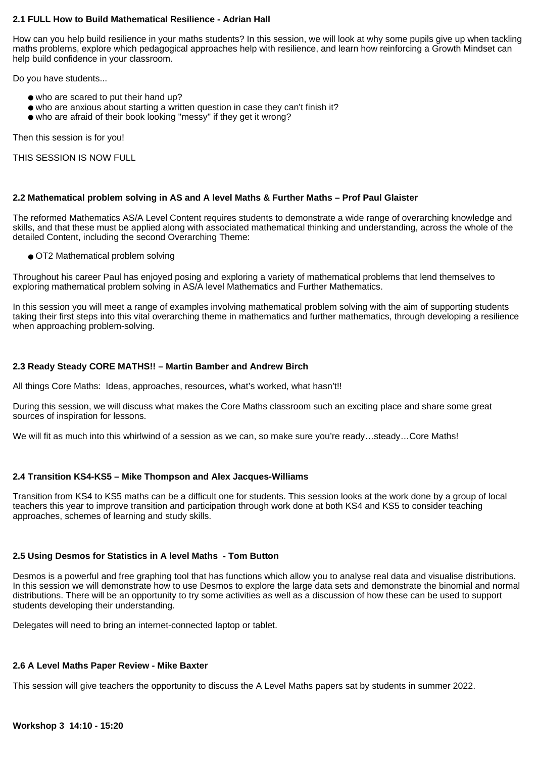**2.1 FULL How to Build Mathematical Resilience - Adrian Hall**

How can you help build resilience in your maths students? In this session, we will look at why some pupils give up when tackling maths problems, explore which pedagogical approaches help with resilience, and learn how reinforcing a Growth Mindset can help build confidence in your classroom.

Do you have students...

- who are scared to put their hand up?
- who are anxious about starting a written question in case they can't finish it?
- who are afraid of their book looking "messy" if they get it wrong?

Then this session is for you!

THIS SESSION IS NOW FULL

**2.2 Mathematical problem solving in AS and A level Maths & Further Maths – Prof Paul Glaister**

The reformed Mathematics AS/A Level Content requires students to demonstrate a wide range of overarching knowledge and skills, and that these must be applied along with associated mathematical thinking and understanding, across the whole of the detailed Content, including the second Overarching Theme:

- OT2 Mathematical problem solving

Throughout his career Paul has enjoyed posing and exploring a variety of mathematical problems that lend themselves to exploring mathematical problem solving in AS/A level Mathematics and Further Mathematics.

In this session you will meet a range of examples involving mathematical problem solving with the aim of supporting students taking their first steps into this vital overarching theme in mathematics and further mathematics, through developing a resilience when approaching problem-solving.

**2.3 Ready Steady CORE MATHS!! – Martin Bamber and Andrew Birch**

All things Core Maths: Ideas, approaches, resources, what's worked, what hasn't!!

During this session, we will discuss what makes the Core Maths classroom such an exciting place and share some great sources of inspiration for lessons.

We will fit as much into this whirlwind of a session as we can, so make sure you're ready…steady…Core Maths!

**2.4 Transition KS4-KS5 – Mike Thompson and Alex Jacques-Williams**

Transition from KS4 to KS5 maths can be a difficult one for students. This session looks at the work done by a group of local teachers this year to improve transition and participation through work done at both KS4 and KS5 to consider teaching approaches, schemes of learning and study skills.

**2.5 Using Desmos for Statistics in A level Maths - Tom Button**

Desmos is a powerful and free graphing tool that has functions which allow you to analyse real data and visualise distributions. In this session we will demonstrate how to use Desmos to explore the large data sets and demonstrate the binomial and normal distributions. There will be an opportunity to try some activities as well as a discussion of how these can be used to support students developing their understanding.

Delegates will need to bring an internet-connected laptop or tablet.

**2.6 A Level Maths Paper Review - Mike Baxter**

This session will give teachers the opportunity to discuss the A Level Maths papers sat by students in summer 2022.

**Workshop 3 14:10 - 15:20**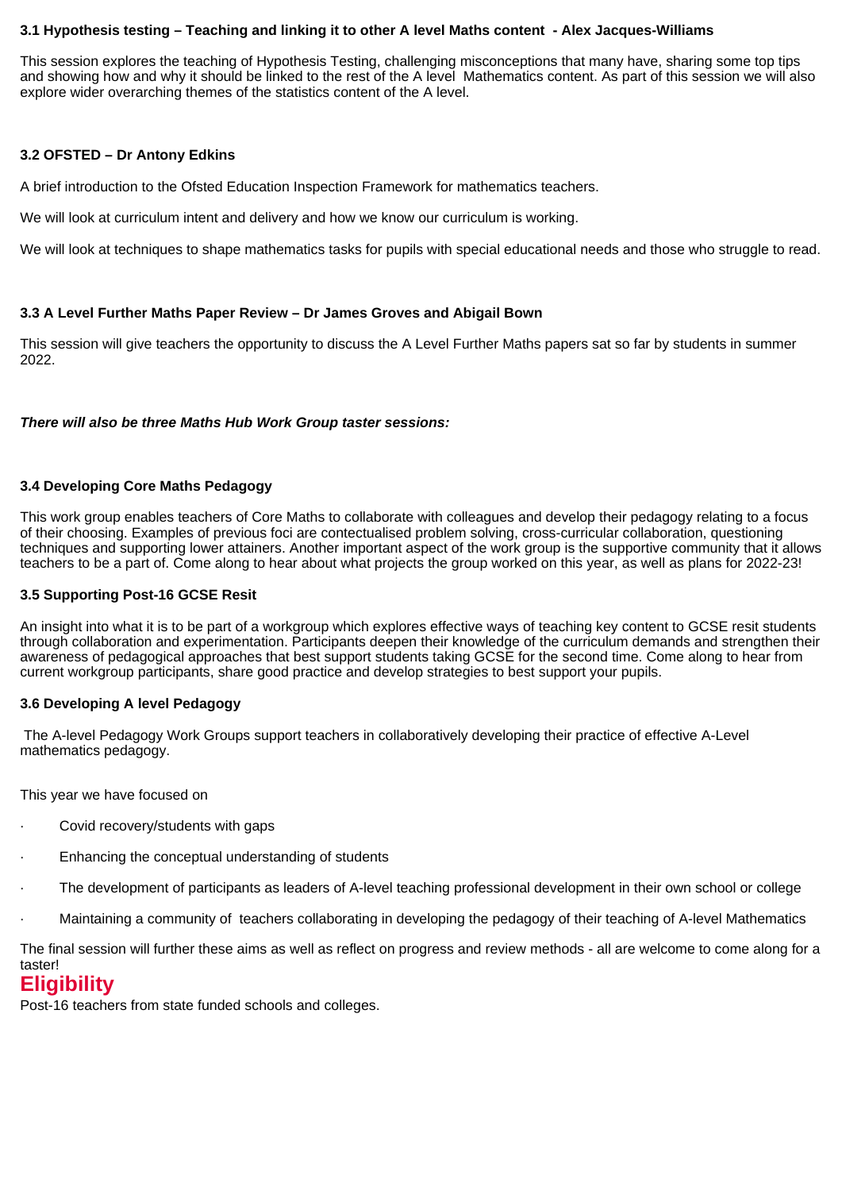**3.1 Hypothesis testing – Teaching and linking it to other A level Maths content - Alex Jacques-Williams**

This session explores the teaching of Hypothesis Testing, challenging misconceptions that many have, sharing some top tips and showing how and why it should be linked to the rest of the A level Mathematics content. As part of this session we will also explore wider overarching themes of the statistics content of the A level.

**3.2 OFSTED – Dr Antony Edkins**

A brief introduction to the Ofsted Education Inspection Framework for mathematics teachers.

We will look at curriculum intent and delivery and how we know our curriculum is working.

We will look at techniques to shape mathematics tasks for pupils with special educational needs and those who struggle to read.

**3.3 A Level Further Maths Paper Review – Dr James Groves and Abigail Bown**

This session will give teachers the opportunity to discuss the A Level Further Maths papers sat so far by students in summer 2022.

***There will also be three Maths Hub Work Group taster sessions:***

**3.4 Developing Core Maths Pedagogy**

This work group enables teachers of Core Maths to collaborate with colleagues and develop their pedagogy relating to a focus of their choosing. Examples of previous foci are contectualised problem solving, cross-curricular collaboration, questioning techniques and supporting lower attainers. Another important aspect of the work group is the supportive community that it allows teachers to be a part of. Come along to hear about what projects the group worked on this year, as well as plans for 2022-23!

**3.5 Supporting Post-16 GCSE Resit**

An insight into what it is to be part of a workgroup which explores effective ways of teaching key content to GCSE resit students through collaboration and experimentation. Participants deepen their knowledge of the curriculum demands and strengthen their awareness of pedagogical approaches that best support students taking GCSE for the second time. Come along to hear from current workgroup participants, share good practice and develop strategies to best support your pupils.

**3.6 Developing A level Pedagogy**

The A-level Pedagogy Work Groups support teachers in collaboratively developing their practice of effective A-Level mathematics pedagogy.

This year we have focused on

- Covid recovery/students with gaps
- Enhancing the conceptual understanding of students
- The development of participants as leaders of A-level teaching professional development in their own school or college
- Maintaining a community of teachers collaborating in developing the pedagogy of their teaching of A-level Mathematics

The final session will further these aims as well as reflect on progress and review methods - all are welcome to come along for a taster!

## Eligibility

Post-16 teachers from state funded schools and colleges.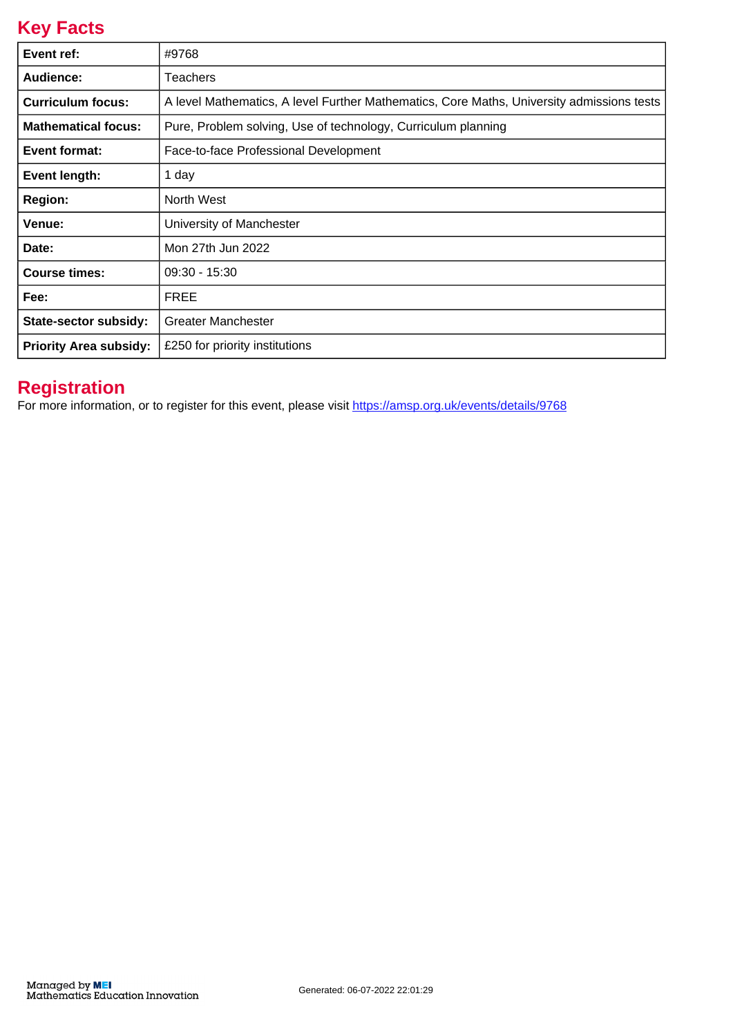## Key Facts

| | |
|---|---|
| **Event ref:** | #9768 |
| **Audience:** | Teachers |
| **Curriculum focus:** | A level Mathematics, A level Further Mathematics, Core Maths, University admissions tests |
| **Mathematical focus:** | Pure, Problem solving, Use of technology, Curriculum planning |
| **Event format:** | Face-to-face Professional Development |
| **Event length:** | 1 day |
| **Region:** | North West |
| **Venue:** | University of Manchester |
| **Date:** | Mon 27th Jun 2022 |
| **Course times:** | 09:30 - 15:30 |
| **Fee:** | FREE |
| **State-sector subsidy:** | Greater Manchester |
| **Priority Area subsidy:** | £250 for priority institutions |

## Registration

For more information, or to register for this event, please visit https://amsp.org.uk/events/details/9768

Managed by MEI
Mathematics Education Innovation

Generated: 06-07-2022 22:01:29